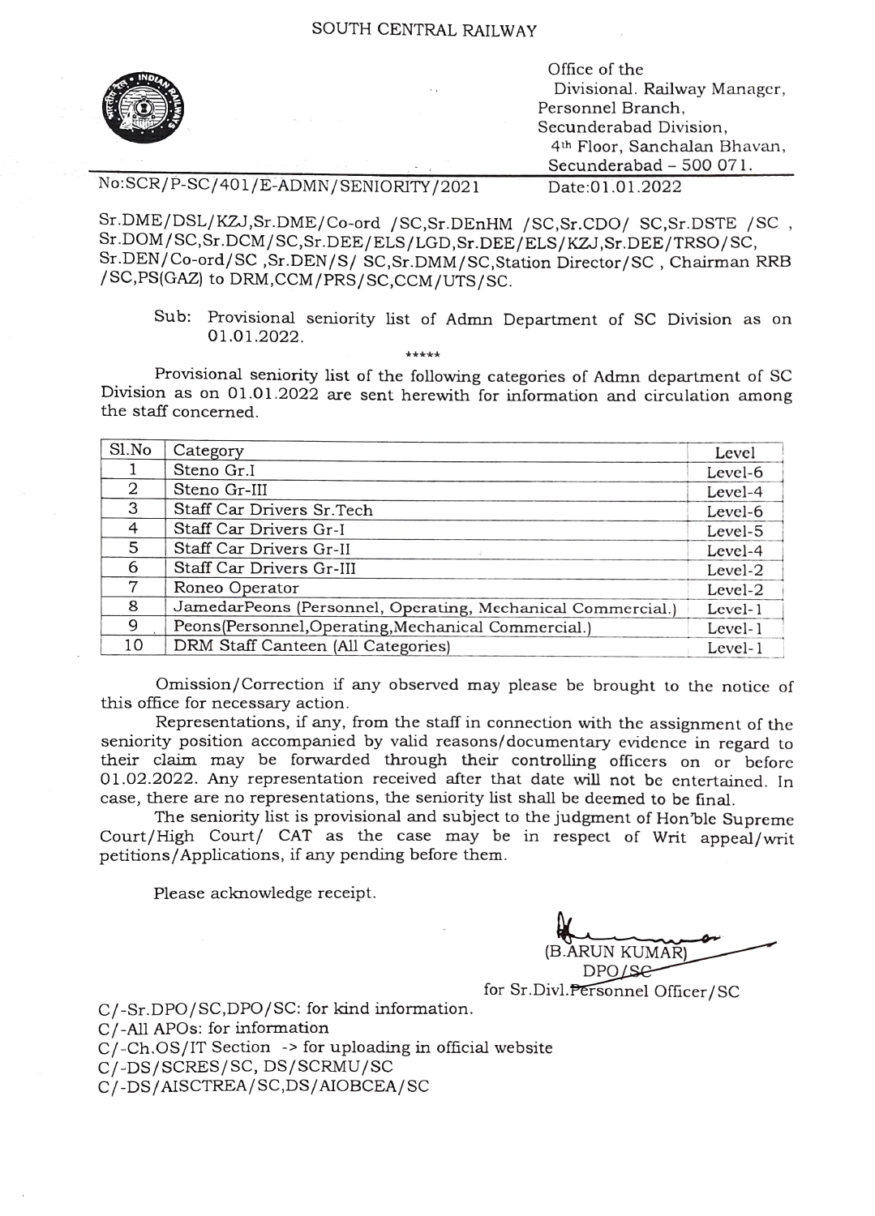SOUTH CENTRAL RAILWAY

Office of the
Divisional. Railway Manager,
Personnel Branch,
Secunderabad Division,
4th Floor, Sanchalan Bhavan,
Secunderabad – 500 071.

No:SCR/P-SC/401/E-ADMN/SENIORITY/2021 Date:01.01.2022

Sr.DME/DSL/KZJ,Sr.DME/Co-ord /SC,Sr.DEnHM /SC,Sr.CDO/ SC,Sr.DSTE /SC , Sr.DOM/SC,Sr.DCM/SC,Sr.DEE/ELS/LGD,Sr.DEE/ELS/KZJ,Sr.DEE/TRSO/SC, Sr.DEN/Co-ord/SC ,Sr.DEN/S/ SC,Sr.DMM/SC,Station Director/SC , Chairman RRB /SC,PS(GAZ) to DRM,CCM/PRS/SC,CCM/UTS/SC.

Sub: Provisional seniority list of Admn Department of SC Division as on 01.01.2022.

*****

Provisional seniority list of the following categories of Admn department of SC Division as on 01.01.2022 are sent herewith for information and circulation among the staff concerned.

| Sl.No | Category | Level |
|---|---|---|
| 1 | Steno Gr.I | Level-6 |
| 2 | Steno Gr-III | Level-4 |
| 3 | Staff Car Drivers Sr.Tech | Level-6 |
| 4 | Staff Car Drivers Gr-I | Level-5 |
| 5 | Staff Car Drivers Gr-II | Level-4 |
| 6 | Staff Car Drivers Gr-III | Level-2 |
| 7 | Roneo Operator | Level-2 |
| 8 | JamedarPeons (Personnel, Operating, Mechanical Commercial.) | Level-1 |
| 9 | Peons(Personnel,Operating,Mechanical Commercial.) | Level-1 |
| 10 | DRM Staff Canteen (All Categories) | Level-1 |

Omission/Correction if any observed may please be brought to the notice of this office for necessary action.

Representations, if any, from the staff in connection with the assignment of the seniority position accompanied by valid reasons/documentary evidence in regard to their claim may be forwarded through their controlling officers on or before 01.02.2022. Any representation received after that date will not be entertained. In case, there are no representations, the seniority list shall be deemed to be final.

The seniority list is provisional and subject to the judgment of Hon'ble Supreme Court/High Court/ CAT as the case may be in respect of Writ appeal/writ petitions/Applications, if any pending before them.

Please acknowledge receipt.

(B.ARUN KUMAR)
DPO/SC
for Sr.Divl.Personnel Officer/SC

C/-Sr.DPO/SC,DPO/SC: for kind information.
C/-All APOs: for information
C/-Ch.OS/IT Section -> for uploading in official website
C/-DS/SCRES/SC, DS/SCRMU/SC
C/-DS/AISCTREA/SC,DS/AIOBCEA/SC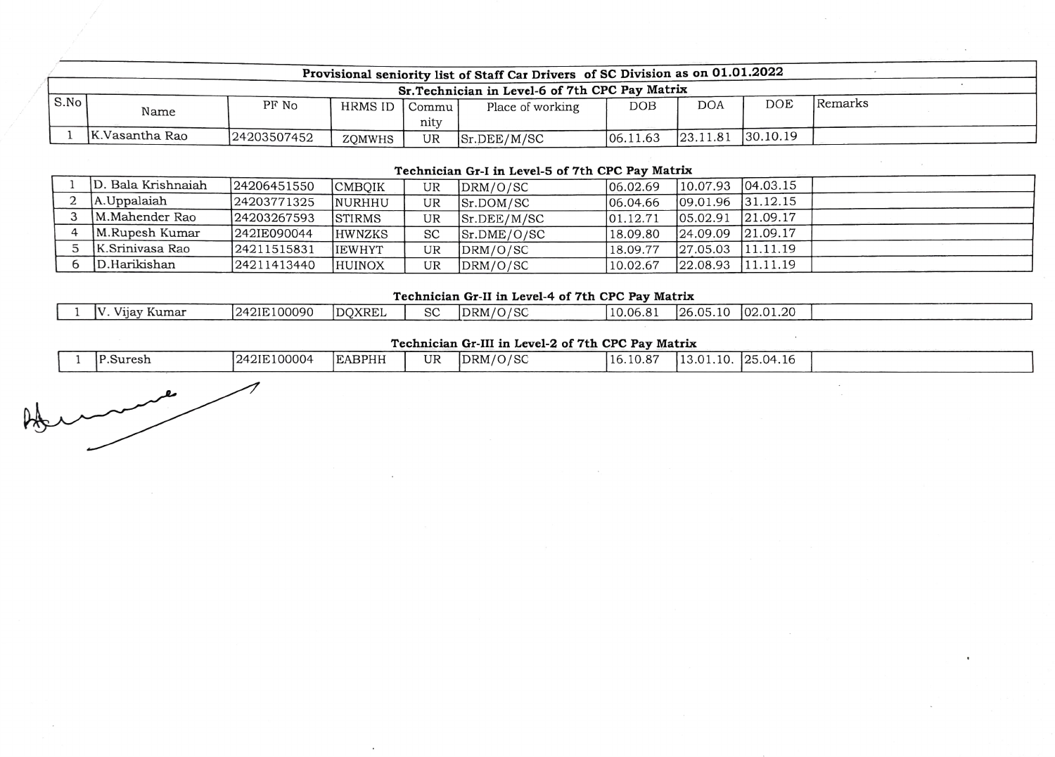## Provisional seniority list of Staff Car Drivers of SC Division as on 01.01.2022

### Sr.Technician in Level-6 of 7th CPC Pay Matrix

| S.No | Name | PF No | HRMS ID | Community | Place of working | DOB | DOA | DOE | Remarks |
|---|---|---|---|---|---|---|---|---|---|
| 1 | K.Vasantha Rao | 24203507452 | ZQMWHS | UR | Sr.DEE/M/SC | 06.11.63 | 23.11.81 | 30.10.19 | |

### Technician Gr-I in Level-5 of 7th CPC Pay Matrix

| | | | | | | | | | |
|---|---|---|---|---|---|---|---|---|---|
| 1 | D. Bala Krishnaiah | 24206451550 | CMBQIK | UR | DRM/O/SC | 06.02.69 | 10.07.93 | 04.03.15 | |
| 2 | A.Uppalaiah | 24203771325 | NURHHU | UR | Sr.DOM/SC | 06.04.66 | 09.01.96 | 31.12.15 | |
| 3 | M.Mahender Rao | 24203267593 | STIRMS | UR | Sr.DEE/M/SC | 01.12.71 | 05.02.91 | 21.09.17 | |
| 4 | M.Rupesh Kumar | 242IE090044 | HWNZKS | SC | Sr.DME/O/SC | 18.09.80 | 24.09.09 | 21.09.17 | |
| 5 | K.Srinivasa Rao | 24211515831 | IEWHYT | UR | DRM/O/SC | 18.09.77 | 27.05.03 | 11.11.19 | |
| 6 | D.Harikishan | 24211413440 | HUINOX | UR | DRM/O/SC | 10.02.67 | 22.08.93 | 11.11.19 | |

### Technician Gr-II in Level-4 of 7th CPC Pay Matrix

| | | | | | | | | | |
|---|---|---|---|---|---|---|---|---|---|
| 1 | V. Vijay Kumar | 242IE100090 | DQXREL | SC | DRM/O/SC | 10.06.81 | 26.05.10 | 02.01.20 | |

### Technician Gr-III in Level-2 of 7th CPC Pay Matrix

| | | | | | | | | | |
|---|---|---|---|---|---|---|---|---|---|
| 1 | P.Suresh | 242IE100004 | EABPHH | UR | DRM/O/SC | 16.10.87 | 13.01.10. | 25.04.16 | |